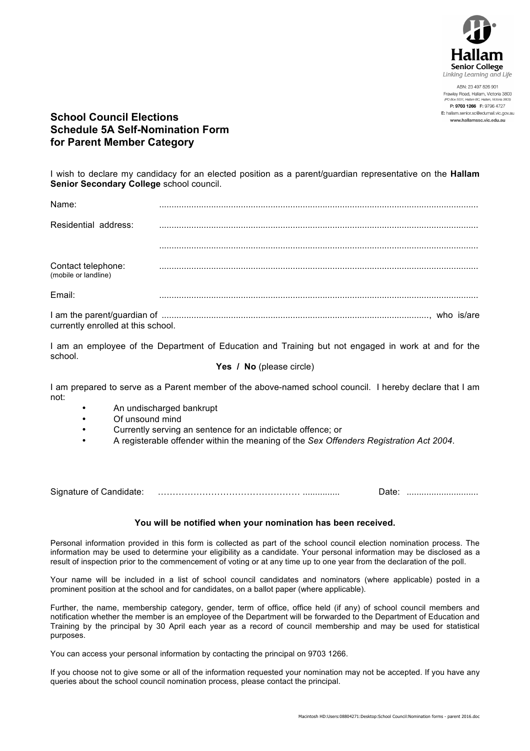Hallam
Senior College
*Linking Learning and Life*

ABN: 23 497 826 901
Frawley Road, Hallam, Victoria 3803
*(PO Box 5031, Hallam BC, Hallam, Victoria 3803)*
**P: 9703 1266** F: 9796 4727
E: hallam.senior.sc@edumail.vic.gov.au
**www.hallamssc.vic.edu.au**

# School Council Elections
# Schedule 5A Self-Nomination Form
# for Parent Member Category

I wish to declare my candidacy for an elected position as a parent/guardian representative on the **Hallam Senior Secondary College** school council.

Name: ..............................................................................................................................

Residential address: ..............................................................................................................................

..............................................................................................................................

Contact telephone: ..............................................................................................................................
(mobile or landline)

Email: ..............................................................................................................................

I am the parent/guardian of ..........................................................................................................., who is/are currently enrolled at this school.

I am an employee of the Department of Education and Training but not engaged in work at and for the school.

**Yes / No** (please circle)

I am prepared to serve as a Parent member of the above-named school council. I hereby declare that I am not:

- An undischarged bankrupt
- Of unsound mind
- Currently serving an sentence for an indictable offence; or
- A registerable offender within the meaning of the *Sex Offenders Registration Act 2004*.

Signature of Candidate: ………………………………………… ............... Date: .............................

**You will be notified when your nomination has been received.**

Personal information provided in this form is collected as part of the school council election nomination process. The information may be used to determine your eligibility as a candidate. Your personal information may be disclosed as a result of inspection prior to the commencement of voting or at any time up to one year from the declaration of the poll.

Your name will be included in a list of school council candidates and nominators (where applicable) posted in a prominent position at the school and for candidates, on a ballot paper (where applicable).

Further, the name, membership category, gender, term of office, office held (if any) of school council members and notification whether the member is an employee of the Department will be forwarded to the Department of Education and Training by the principal by 30 April each year as a record of council membership and may be used for statistical purposes.

You can access your personal information by contacting the principal on 9703 1266.

If you choose not to give some or all of the information requested your nomination may not be accepted. If you have any queries about the school council nomination process, please contact the principal.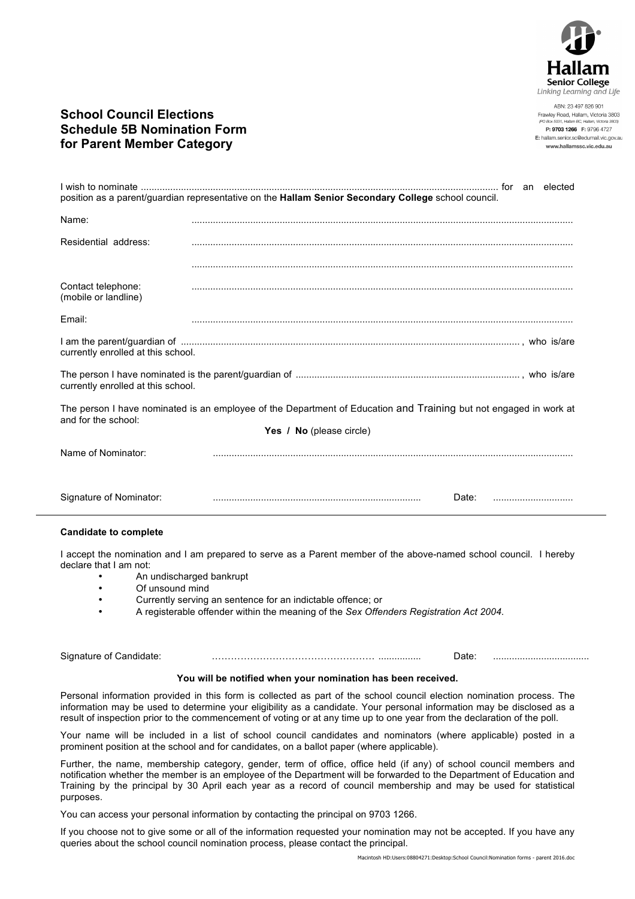Hallam
Senior College
*Linking Learning and Life*

ABN: 23 497 826 901
Frawley Road, Hallam, Victoria 3803
(PO Box 5031, Hallam BC, Hallam, Victoria 3803)
**P: 9703 1266 F:** 9796 4727
**E:** hallam.senior.sc@edumail.vic.gov.au
**www.hallamssc.vic.edu.au**

# School Council Elections
# Schedule 5B Nomination Form for Parent Member Category

I wish to nominate ............................................................................................................................... for an elected position as a parent/guardian representative on the **Hallam Senior Secondary College** school council.

Name: ..............................................................................................................................

Residential address: ..............................................................................................................................

..............................................................................................................................

Contact telephone: (mobile or landline) ..............................................................................................................................

Email: ..............................................................................................................................

I am the parent/guardian of .............................................................................................................................., who is/are currently enrolled at this school.

The person I have nominated is the parent/guardian of ..................................................................................., who is/are currently enrolled at this school.

The person I have nominated is an employee of the Department of Education and Training but not engaged in work at and for the school:

**Yes / No** (please circle)

Name of Nominator: ..............................................................................................................................

Signature of Nominator: ............................................................................. Date: ..............................

---

**Candidate to complete**

I accept the nomination and I am prepared to serve as a Parent member of the above-named school council. I hereby declare that I am not:

- An undischarged bankrupt
- Of unsound mind
- Currently serving an sentence for an indictable offence; or
- A registerable offender within the meaning of the *Sex Offenders Registration Act 2004*.

Signature of Candidate: …………………………………………… ............... Date: ...................................

**You will be notified when your nomination has been received.**

Personal information provided in this form is collected as part of the school council election nomination process. The information may be used to determine your eligibility as a candidate. Your personal information may be disclosed as a result of inspection prior to the commencement of voting or at any time up to one year from the declaration of the poll.

Your name will be included in a list of school council candidates and nominators (where applicable) posted in a prominent position at the school and for candidates, on a ballot paper (where applicable).

Further, the name, membership category, gender, term of office, office held (if any) of school council members and notification whether the member is an employee of the Department will be forwarded to the Department of Education and Training by the principal by 30 April each year as a record of council membership and may be used for statistical purposes.

You can access your personal information by contacting the principal on 9703 1266.

If you choose not to give some or all of the information requested your nomination may not be accepted. If you have any queries about the school council nomination process, please contact the principal.

Macintosh HD:Users:08804271:Desktop:School Council:Nomination forms - parent 2016.doc